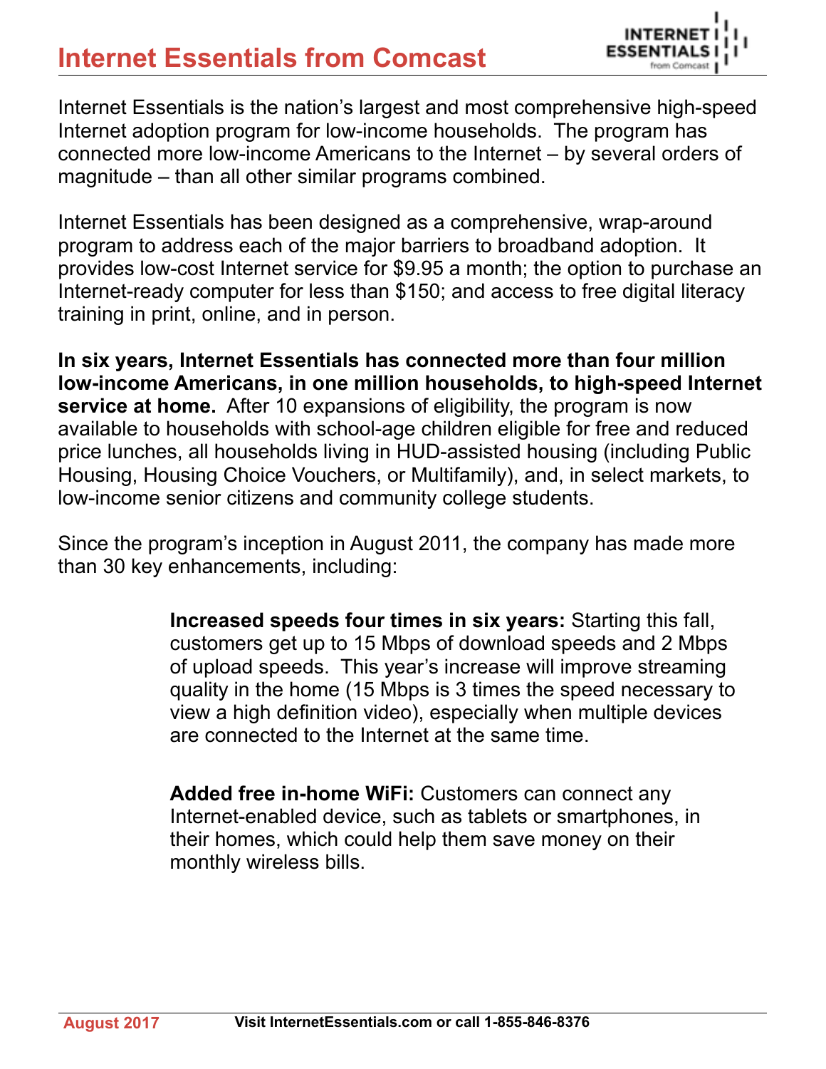# Internet Essentials from Comcast

Internet Essentials is the nation's largest and most comprehensive high-speed Internet adoption program for low-income households. The program has connected more low-income Americans to the Internet – by several orders of magnitude – than all other similar programs combined.

Internet Essentials has been designed as a comprehensive, wrap-around program to address each of the major barriers to broadband adoption. It provides low-cost Internet service for $9.95 a month; the option to purchase an Internet-ready computer for less than $150; and access to free digital literacy training in print, online, and in person.

**In six years, Internet Essentials has connected more than four million low-income Americans, in one million households, to high-speed Internet service at home.** After 10 expansions of eligibility, the program is now available to households with school-age children eligible for free and reduced price lunches, all households living in HUD-assisted housing (including Public Housing, Housing Choice Vouchers, or Multifamily), and, in select markets, to low-income senior citizens and community college students.

Since the program's inception in August 2011, the company has made more than 30 key enhancements, including:

**Increased speeds four times in six years:** Starting this fall, customers get up to 15 Mbps of download speeds and 2 Mbps of upload speeds. This year's increase will improve streaming quality in the home (15 Mbps is 3 times the speed necessary to view a high definition video), especially when multiple devices are connected to the Internet at the same time.

**Added free in-home WiFi:** Customers can connect any Internet-enabled device, such as tablets or smartphones, in their homes, which could help them save money on their monthly wireless bills.

August 2017 Visit InternetEssentials.com or call 1-855-846-8376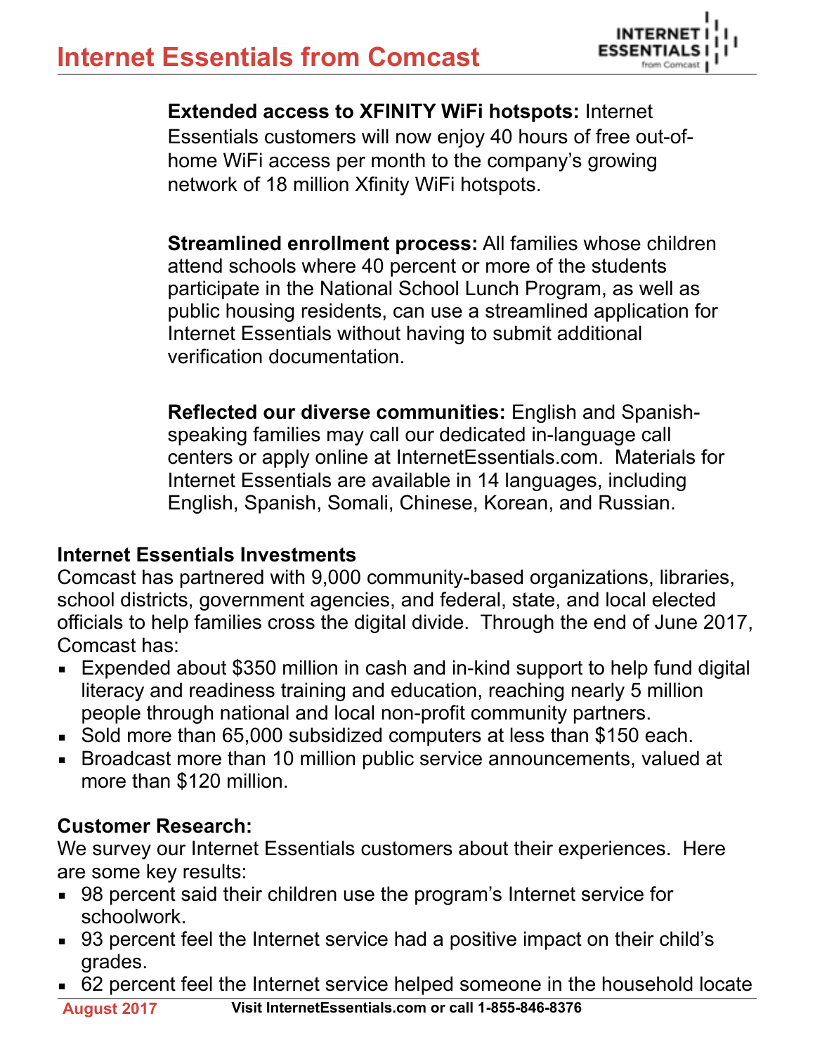**Extended access to XFINITY WiFi hotspots:** Internet Essentials customers will now enjoy 40 hours of free out-of-home WiFi access per month to the company's growing network of 18 million Xfinity WiFi hotspots.

**Streamlined enrollment process:** All families whose children attend schools where 40 percent or more of the students participate in the National School Lunch Program, as well as public housing residents, can use a streamlined application for Internet Essentials without having to submit additional verification documentation.

**Reflected our diverse communities:** English and Spanish-speaking families may call our dedicated in-language call centers or apply online at InternetEssentials.com. Materials for Internet Essentials are available in 14 languages, including English, Spanish, Somali, Chinese, Korean, and Russian.

### Internet Essentials Investments

Comcast has partnered with 9,000 community-based organizations, libraries, school districts, government agencies, and federal, state, and local elected officials to help families cross the digital divide. Through the end of June 2017, Comcast has:

- Expended about $350 million in cash and in-kind support to help fund digital literacy and readiness training and education, reaching nearly 5 million people through national and local non-profit community partners.
- Sold more than 65,000 subsidized computers at less than $150 each.
- Broadcast more than 10 million public service announcements, valued at more than $120 million.

### Customer Research:

We survey our Internet Essentials customers about their experiences. Here are some key results:

- 98 percent said their children use the program's Internet service for schoolwork.
- 93 percent feel the Internet service had a positive impact on their child's grades.
- 62 percent feel the Internet service helped someone in the household locate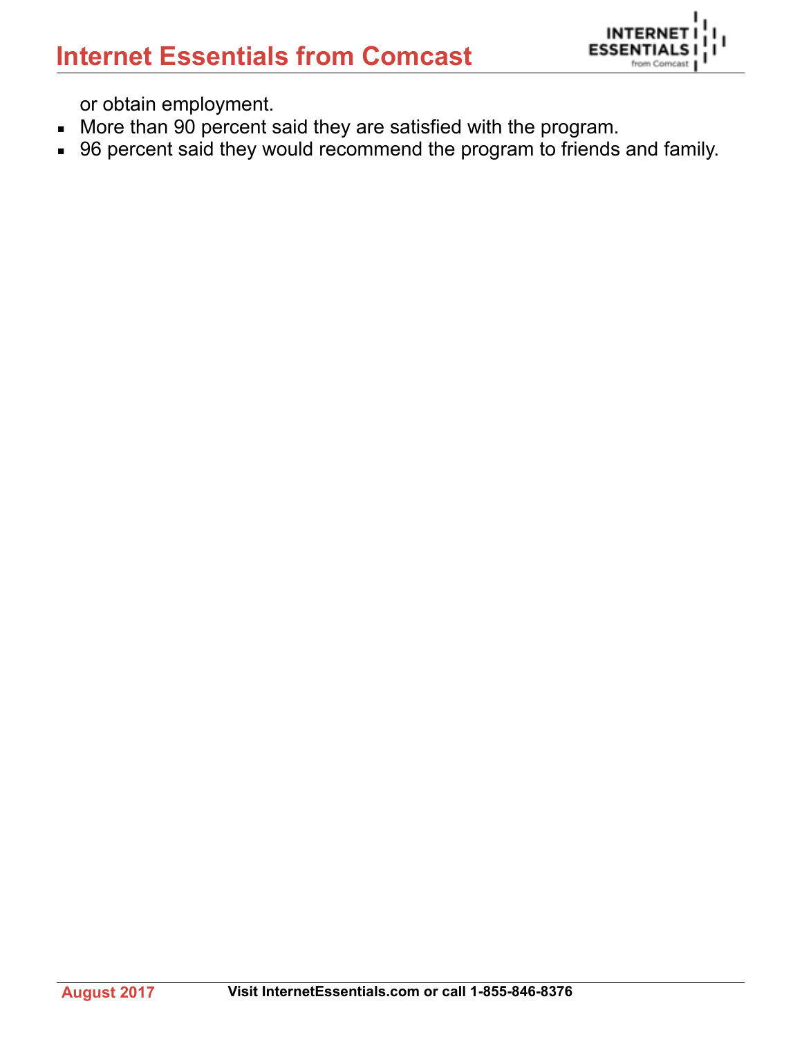or obtain employment.

- More than 90 percent said they are satisfied with the program.
- 96 percent said they would recommend the program to friends and family.